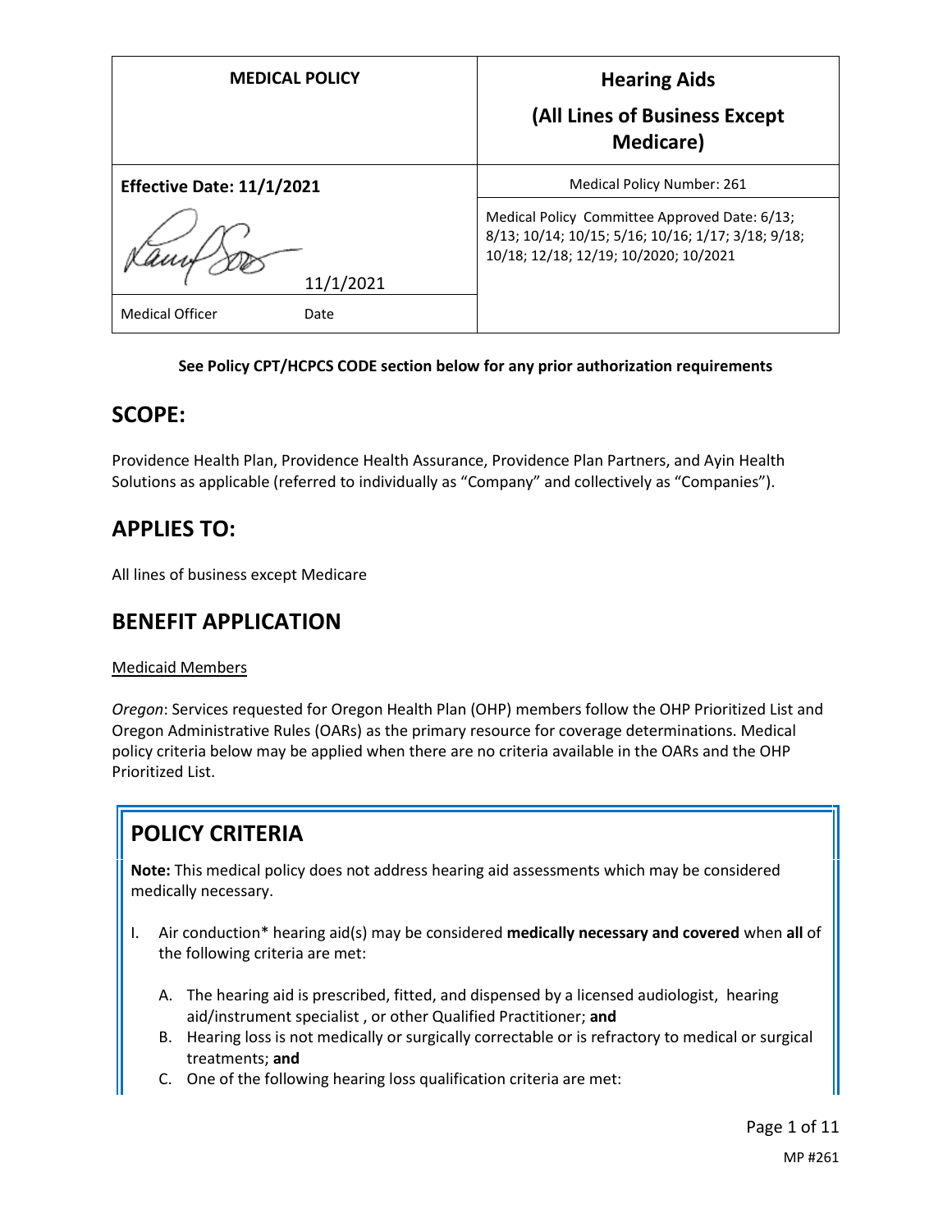| MEDICAL POLICY | Hearing Aids (All Lines of Business Except Medicare) |
|---|---|
| **Effective Date: 11/1/2021** | Medical Policy Number: 261 |
| 11/1/2021 | Medical Policy Committee Approved Date: 6/13; 8/13; 10/14; 10/15; 5/16; 10/16; 1/17; 3/18; 9/18; 10/18; 12/18; 12/19; 10/2020; 10/2021 |
| Medical Officer Date | |

**See Policy CPT/HCPCS CODE section below for any prior authorization requirements**

## SCOPE:

Providence Health Plan, Providence Health Assurance, Providence Plan Partners, and Ayin Health Solutions as applicable (referred to individually as "Company" and collectively as "Companies").

## APPLIES TO:

All lines of business except Medicare

## BENEFIT APPLICATION

Medicaid Members

*Oregon*: Services requested for Oregon Health Plan (OHP) members follow the OHP Prioritized List and Oregon Administrative Rules (OARs) as the primary resource for coverage determinations. Medical policy criteria below may be applied when there are no criteria available in the OARs and the OHP Prioritized List.

## POLICY CRITERIA

**Note:** This medical policy does not address hearing aid assessments which may be considered medically necessary.

I. Air conduction* hearing aid(s) may be considered **medically necessary and covered** when **all** of the following criteria are met:

   A. The hearing aid is prescribed, fitted, and dispensed by a licensed audiologist, hearing aid/instrument specialist , or other Qualified Practitioner; **and**
   B. Hearing loss is not medically or surgically correctable or is refractory to medical or surgical treatments; **and**
   C. One of the following hearing loss qualification criteria are met: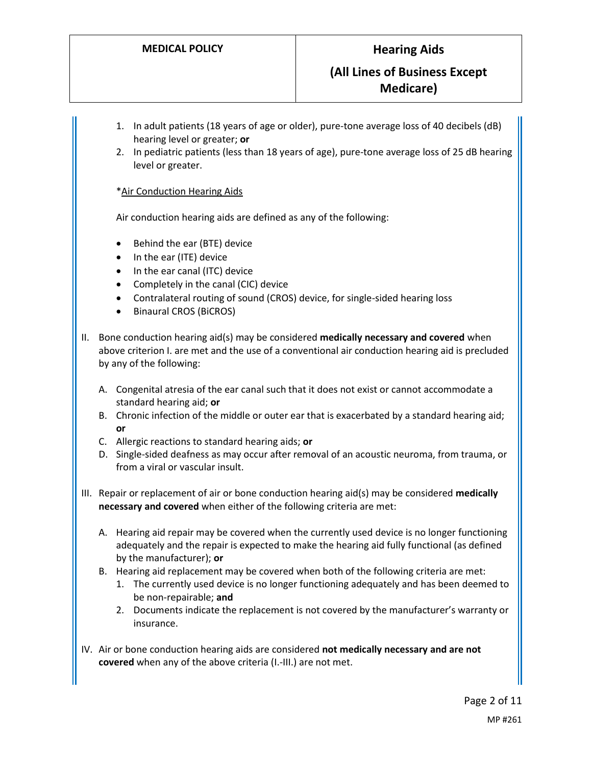1. In adult patients (18 years of age or older), pure-tone average loss of 40 decibels (dB) hearing level or greater; **or**
2. In pediatric patients (less than 18 years of age), pure-tone average loss of 25 dB hearing level or greater.

*Air Conduction Hearing Aids

Air conduction hearing aids are defined as any of the following:

- Behind the ear (BTE) device
- In the ear (ITE) device
- In the ear canal (ITC) device
- Completely in the canal (CIC) device
- Contralateral routing of sound (CROS) device, for single-sided hearing loss
- Binaural CROS (BiCROS)

II. Bone conduction hearing aid(s) may be considered **medically necessary and covered** when above criterion I. are met and the use of a conventional air conduction hearing aid is precluded by any of the following:

   A. Congenital atresia of the ear canal such that it does not exist or cannot accommodate a standard hearing aid; **or**
   B. Chronic infection of the middle or outer ear that is exacerbated by a standard hearing aid; **or**
   C. Allergic reactions to standard hearing aids; **or**
   D. Single-sided deafness as may occur after removal of an acoustic neuroma, from trauma, or from a viral or vascular insult.

III. Repair or replacement of air or bone conduction hearing aid(s) may be considered **medically necessary and covered** when either of the following criteria are met:

   A. Hearing aid repair may be covered when the currently used device is no longer functioning adequately and the repair is expected to make the hearing aid fully functional (as defined by the manufacturer); **or**
   B. Hearing aid replacement may be covered when both of the following criteria are met:
      1. The currently used device is no longer functioning adequately and has been deemed to be non-repairable; **and**
      2. Documents indicate the replacement is not covered by the manufacturer's warranty or insurance.

IV. Air or bone conduction hearing aids are considered **not medically necessary and are not covered** when any of the above criteria (I.-III.) are not met.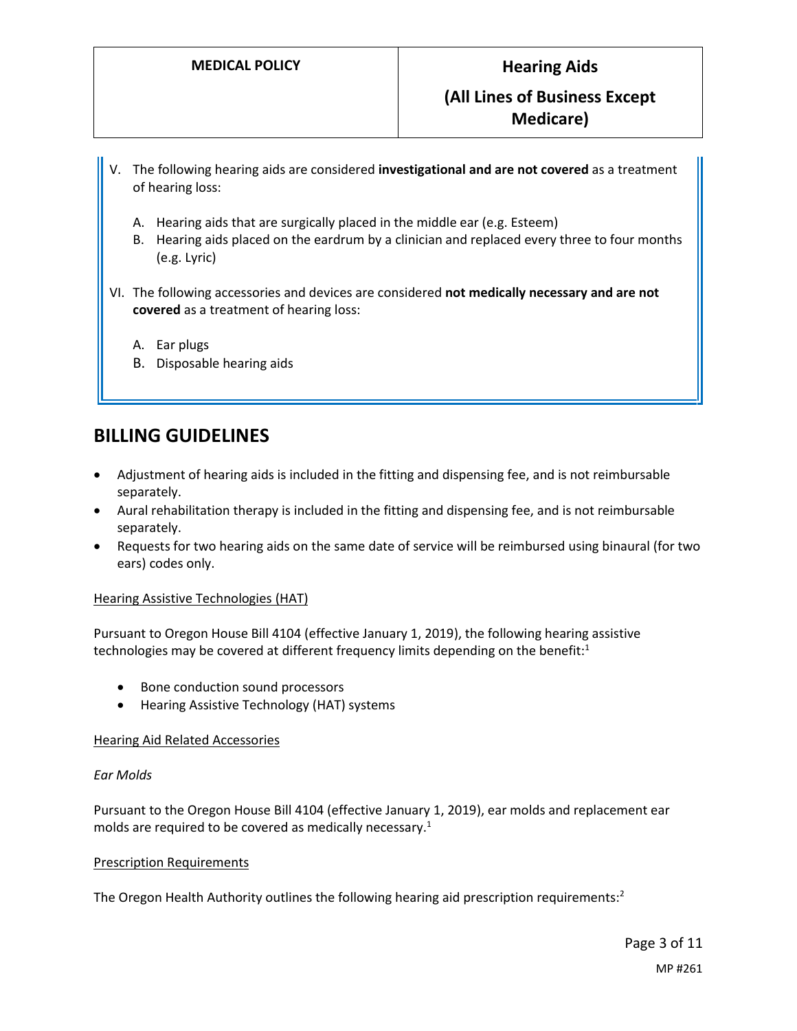V. The following hearing aids are considered **investigational and are not covered** as a treatment of hearing loss:

   A. Hearing aids that are surgically placed in the middle ear (e.g. Esteem)
   B. Hearing aids placed on the eardrum by a clinician and replaced every three to four months (e.g. Lyric)

VI. The following accessories and devices are considered **not medically necessary and are not covered** as a treatment of hearing loss:

   A. Ear plugs
   B. Disposable hearing aids

## BILLING GUIDELINES

- Adjustment of hearing aids is included in the fitting and dispensing fee, and is not reimbursable separately.
- Aural rehabilitation therapy is included in the fitting and dispensing fee, and is not reimbursable separately.
- Requests for two hearing aids on the same date of service will be reimbursed using binaural (for two ears) codes only.

Hearing Assistive Technologies (HAT)

Pursuant to Oregon House Bill 4104 (effective January 1, 2019), the following hearing assistive technologies may be covered at different frequency limits depending on the benefit:[1]

- Bone conduction sound processors
- Hearing Assistive Technology (HAT) systems

Hearing Aid Related Accessories

*Ear Molds*

Pursuant to the Oregon House Bill 4104 (effective January 1, 2019), ear molds and replacement ear molds are required to be covered as medically necessary.[1]

Prescription Requirements

The Oregon Health Authority outlines the following hearing aid prescription requirements:[2]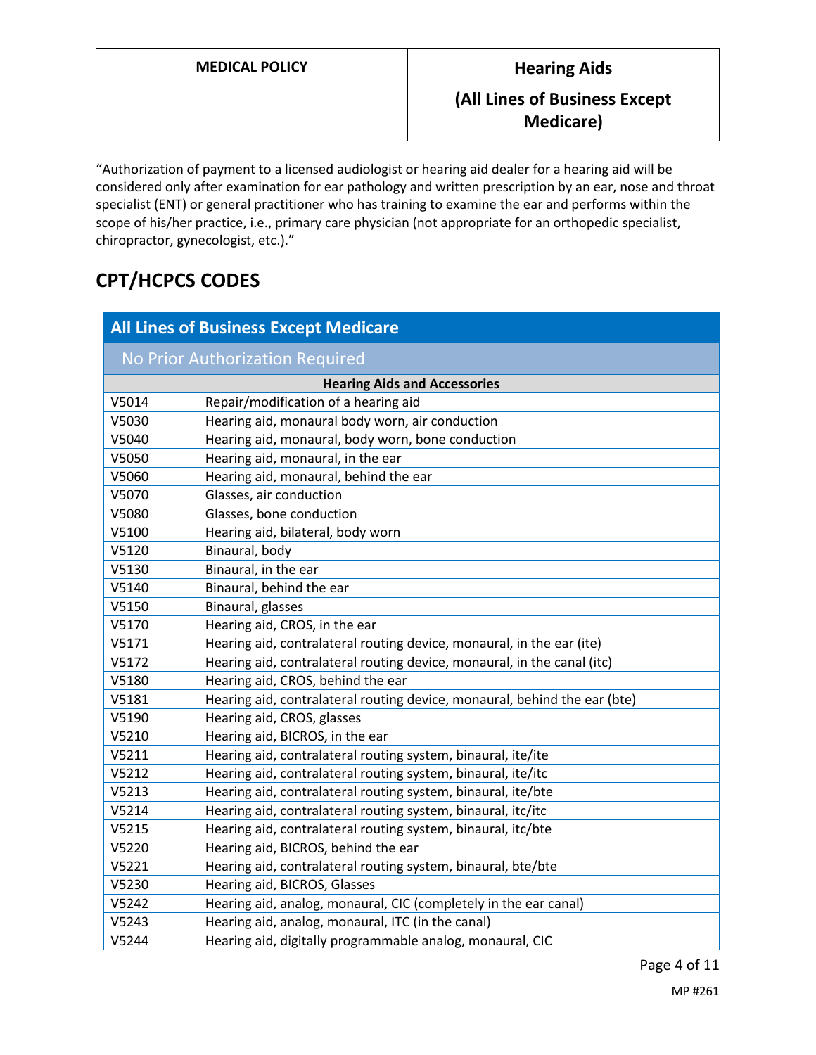"Authorization of payment to a licensed audiologist or hearing aid dealer for a hearing aid will be considered only after examination for ear pathology and written prescription by an ear, nose and throat specialist (ENT) or general practitioner who has training to examine the ear and performs within the scope of his/her practice, i.e., primary care physician (not appropriate for an orthopedic specialist, chiropractor, gynecologist, etc.)."

## CPT/HCPCS CODES

| All Lines of Business Except Medicare | |
|---|---|
| **No Prior Authorization Required** | |
| **Hearing Aids and Accessories** | |
| V5014 | Repair/modification of a hearing aid |
| V5030 | Hearing aid, monaural body worn, air conduction |
| V5040 | Hearing aid, monaural, body worn, bone conduction |
| V5050 | Hearing aid, monaural, in the ear |
| V5060 | Hearing aid, monaural, behind the ear |
| V5070 | Glasses, air conduction |
| V5080 | Glasses, bone conduction |
| V5100 | Hearing aid, bilateral, body worn |
| V5120 | Binaural, body |
| V5130 | Binaural, in the ear |
| V5140 | Binaural, behind the ear |
| V5150 | Binaural, glasses |
| V5170 | Hearing aid, CROS, in the ear |
| V5171 | Hearing aid, contralateral routing device, monaural, in the ear (ite) |
| V5172 | Hearing aid, contralateral routing device, monaural, in the canal (itc) |
| V5180 | Hearing aid, CROS, behind the ear |
| V5181 | Hearing aid, contralateral routing device, monaural, behind the ear (bte) |
| V5190 | Hearing aid, CROS, glasses |
| V5210 | Hearing aid, BICROS, in the ear |
| V5211 | Hearing aid, contralateral routing system, binaural, ite/ite |
| V5212 | Hearing aid, contralateral routing system, binaural, ite/itc |
| V5213 | Hearing aid, contralateral routing system, binaural, ite/bte |
| V5214 | Hearing aid, contralateral routing system, binaural, itc/itc |
| V5215 | Hearing aid, contralateral routing system, binaural, itc/bte |
| V5220 | Hearing aid, BICROS, behind the ear |
| V5221 | Hearing aid, contralateral routing system, binaural, bte/bte |
| V5230 | Hearing aid, BICROS, Glasses |
| V5242 | Hearing aid, analog, monaural, CIC (completely in the ear canal) |
| V5243 | Hearing aid, analog, monaural, ITC (in the canal) |
| V5244 | Hearing aid, digitally programmable analog, monaural, CIC |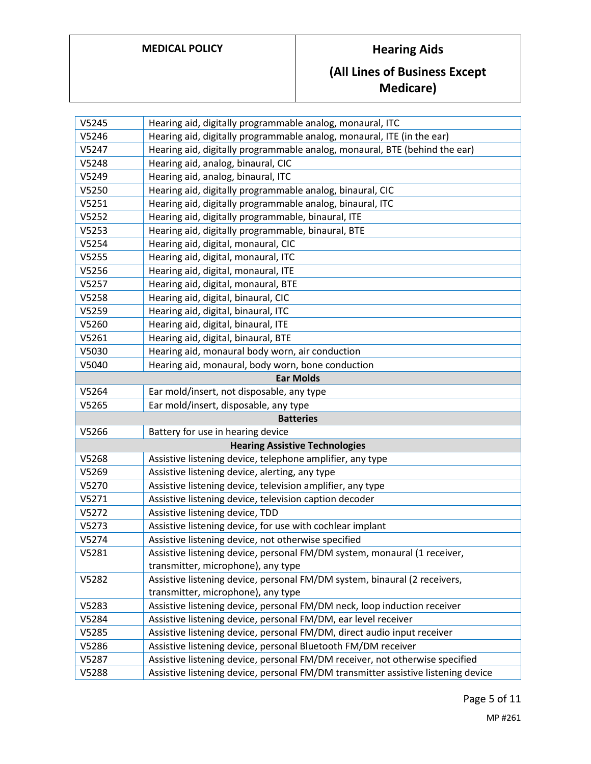| | |
|---|---|
| V5245 | Hearing aid, digitally programmable analog, monaural, ITC |
| V5246 | Hearing aid, digitally programmable analog, monaural, ITE (in the ear) |
| V5247 | Hearing aid, digitally programmable analog, monaural, BTE (behind the ear) |
| V5248 | Hearing aid, analog, binaural, CIC |
| V5249 | Hearing aid, analog, binaural, ITC |
| V5250 | Hearing aid, digitally programmable analog, binaural, CIC |
| V5251 | Hearing aid, digitally programmable analog, binaural, ITC |
| V5252 | Hearing aid, digitally programmable, binaural, ITE |
| V5253 | Hearing aid, digitally programmable, binaural, BTE |
| V5254 | Hearing aid, digital, monaural, CIC |
| V5255 | Hearing aid, digital, monaural, ITC |
| V5256 | Hearing aid, digital, monaural, ITE |
| V5257 | Hearing aid, digital, monaural, BTE |
| V5258 | Hearing aid, digital, binaural, CIC |
| V5259 | Hearing aid, digital, binaural, ITC |
| V5260 | Hearing aid, digital, binaural, ITE |
| V5261 | Hearing aid, digital, binaural, BTE |
| V5030 | Hearing aid, monaural body worn, air conduction |
| V5040 | Hearing aid, monaural, body worn, bone conduction |
| **Ear Molds** | |
| V5264 | Ear mold/insert, not disposable, any type |
| V5265 | Ear mold/insert, disposable, any type |
| **Batteries** | |
| V5266 | Battery for use in hearing device |
| **Hearing Assistive Technologies** | |
| V5268 | Assistive listening device, telephone amplifier, any type |
| V5269 | Assistive listening device, alerting, any type |
| V5270 | Assistive listening device, television amplifier, any type |
| V5271 | Assistive listening device, television caption decoder |
| V5272 | Assistive listening device, TDD |
| V5273 | Assistive listening device, for use with cochlear implant |
| V5274 | Assistive listening device, not otherwise specified |
| V5281 | Assistive listening device, personal FM/DM system, monaural (1 receiver, transmitter, microphone), any type |
| V5282 | Assistive listening device, personal FM/DM system, binaural (2 receivers, transmitter, microphone), any type |
| V5283 | Assistive listening device, personal FM/DM neck, loop induction receiver |
| V5284 | Assistive listening device, personal FM/DM, ear level receiver |
| V5285 | Assistive listening device, personal FM/DM, direct audio input receiver |
| V5286 | Assistive listening device, personal Bluetooth FM/DM receiver |
| V5287 | Assistive listening device, personal FM/DM receiver, not otherwise specified |
| V5288 | Assistive listening device, personal FM/DM transmitter assistive listening device |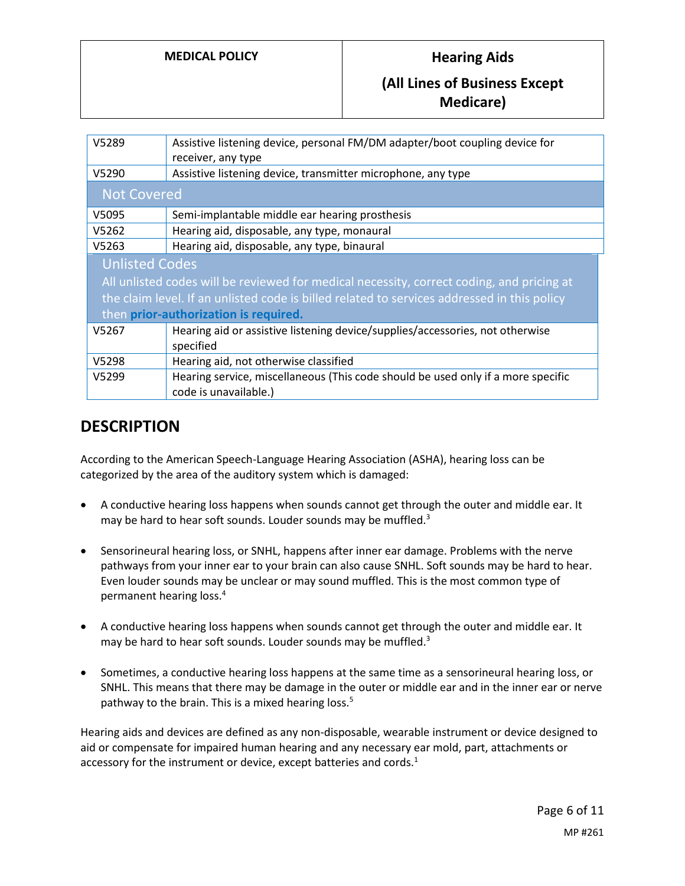| Code | Description |
|---|---|
| V5289 | Assistive listening device, personal FM/DM adapter/boot coupling device for receiver, any type |
| V5290 | Assistive listening device, transmitter microphone, any type |
| **Not Covered** | |
| V5095 | Semi-implantable middle ear hearing prosthesis |
| V5262 | Hearing aid, disposable, any type, monaural |
| V5263 | Hearing aid, disposable, any type, binaural |
| **Unlisted Codes** All unlisted codes will be reviewed for medical necessity, correct coding, and pricing at the claim level. If an unlisted code is billed related to services addressed in this policy then **prior-authorization is required.** | |
| V5267 | Hearing aid or assistive listening device/supplies/accessories, not otherwise specified |
| V5298 | Hearing aid, not otherwise classified |
| V5299 | Hearing service, miscellaneous (This code should be used only if a more specific code is unavailable.) |

## DESCRIPTION

According to the American Speech-Language Hearing Association (ASHA), hearing loss can be categorized by the area of the auditory system which is damaged:

- A conductive hearing loss happens when sounds cannot get through the outer and middle ear. It may be hard to hear soft sounds. Louder sounds may be muffled.[3]

- Sensorineural hearing loss, or SNHL, happens after inner ear damage. Problems with the nerve pathways from your inner ear to your brain can also cause SNHL. Soft sounds may be hard to hear. Even louder sounds may be unclear or may sound muffled. This is the most common type of permanent hearing loss.[4]

- A conductive hearing loss happens when sounds cannot get through the outer and middle ear. It may be hard to hear soft sounds. Louder sounds may be muffled.[3]

- Sometimes, a conductive hearing loss happens at the same time as a sensorineural hearing loss, or SNHL. This means that there may be damage in the outer or middle ear and in the inner ear or nerve pathway to the brain. This is a mixed hearing loss.[5]

Hearing aids and devices are defined as any non-disposable, wearable instrument or device designed to aid or compensate for impaired human hearing and any necessary ear mold, part, attachments or accessory for the instrument or device, except batteries and cords.[1]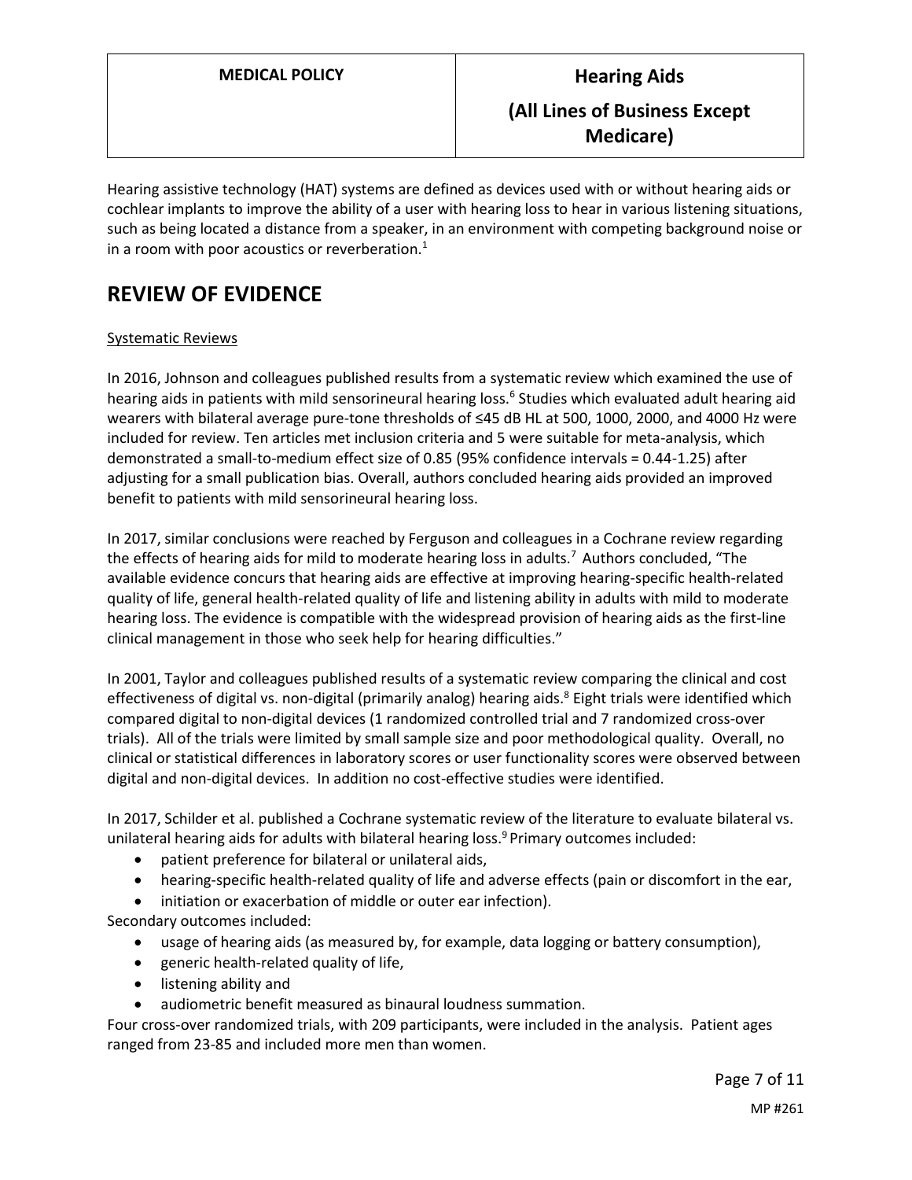Hearing assistive technology (HAT) systems are defined as devices used with or without hearing aids or cochlear implants to improve the ability of a user with hearing loss to hear in various listening situations, such as being located a distance from a speaker, in an environment with competing background noise or in a room with poor acoustics or reverberation.[1]

## REVIEW OF EVIDENCE

Systematic Reviews

In 2016, Johnson and colleagues published results from a systematic review which examined the use of hearing aids in patients with mild sensorineural hearing loss.[6] Studies which evaluated adult hearing aid wearers with bilateral average pure-tone thresholds of ≤45 dB HL at 500, 1000, 2000, and 4000 Hz were included for review. Ten articles met inclusion criteria and 5 were suitable for meta-analysis, which demonstrated a small-to-medium effect size of 0.85 (95% confidence intervals = 0.44-1.25) after adjusting for a small publication bias. Overall, authors concluded hearing aids provided an improved benefit to patients with mild sensorineural hearing loss.

In 2017, similar conclusions were reached by Ferguson and colleagues in a Cochrane review regarding the effects of hearing aids for mild to moderate hearing loss in adults.[7] Authors concluded, "The available evidence concurs that hearing aids are effective at improving hearing-specific health-related quality of life, general health-related quality of life and listening ability in adults with mild to moderate hearing loss. The evidence is compatible with the widespread provision of hearing aids as the first-line clinical management in those who seek help for hearing difficulties."

In 2001, Taylor and colleagues published results of a systematic review comparing the clinical and cost effectiveness of digital vs. non-digital (primarily analog) hearing aids.[8] Eight trials were identified which compared digital to non-digital devices (1 randomized controlled trial and 7 randomized cross-over trials). All of the trials were limited by small sample size and poor methodological quality. Overall, no clinical or statistical differences in laboratory scores or user functionality scores were observed between digital and non-digital devices. In addition no cost-effective studies were identified.

In 2017, Schilder et al. published a Cochrane systematic review of the literature to evaluate bilateral vs. unilateral hearing aids for adults with bilateral hearing loss.[9] Primary outcomes included:

- patient preference for bilateral or unilateral aids,
- hearing-specific health-related quality of life and adverse effects (pain or discomfort in the ear,
- initiation or exacerbation of middle or outer ear infection).

Secondary outcomes included:

- usage of hearing aids (as measured by, for example, data logging or battery consumption),
- generic health-related quality of life,
- listening ability and
- audiometric benefit measured as binaural loudness summation.

Four cross-over randomized trials, with 209 participants, were included in the analysis. Patient ages ranged from 23-85 and included more men than women.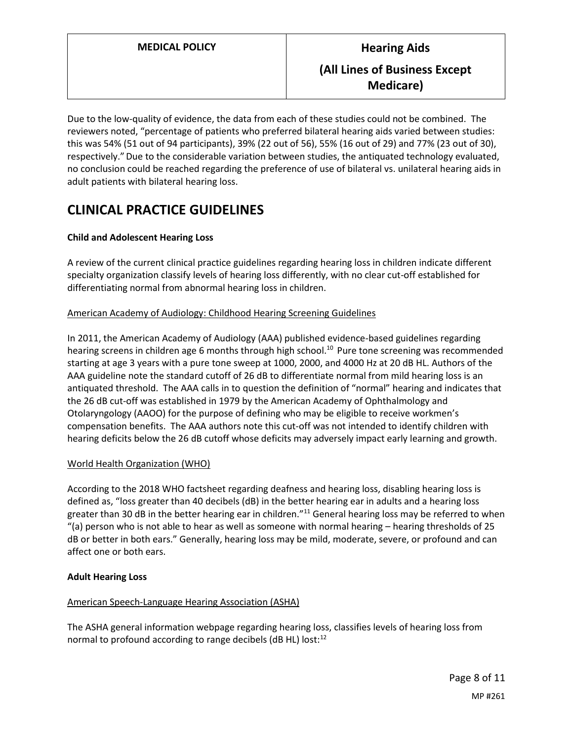Due to the low-quality of evidence, the data from each of these studies could not be combined. The reviewers noted, "percentage of patients who preferred bilateral hearing aids varied between studies: this was 54% (51 out of 94 participants), 39% (22 out of 56), 55% (16 out of 29) and 77% (23 out of 30), respectively." Due to the considerable variation between studies, the antiquated technology evaluated, no conclusion could be reached regarding the preference of use of bilateral vs. unilateral hearing aids in adult patients with bilateral hearing loss.

# CLINICAL PRACTICE GUIDELINES

**Child and Adolescent Hearing Loss**

A review of the current clinical practice guidelines regarding hearing loss in children indicate different specialty organization classify levels of hearing loss differently, with no clear cut-off established for differentiating normal from abnormal hearing loss in children.

American Academy of Audiology: Childhood Hearing Screening Guidelines

In 2011, the American Academy of Audiology (AAA) published evidence-based guidelines regarding hearing screens in children age 6 months through high school.[10] Pure tone screening was recommended starting at age 3 years with a pure tone sweep at 1000, 2000, and 4000 Hz at 20 dB HL. Authors of the AAA guideline note the standard cutoff of 26 dB to differentiate normal from mild hearing loss is an antiquated threshold. The AAA calls in to question the definition of "normal" hearing and indicates that the 26 dB cut-off was established in 1979 by the American Academy of Ophthalmology and Otolaryngology (AAOO) for the purpose of defining who may be eligible to receive workmen's compensation benefits. The AAA authors note this cut-off was not intended to identify children with hearing deficits below the 26 dB cutoff whose deficits may adversely impact early learning and growth.

World Health Organization (WHO)

According to the 2018 WHO factsheet regarding deafness and hearing loss, disabling hearing loss is defined as, "loss greater than 40 decibels (dB) in the better hearing ear in adults and a hearing loss greater than 30 dB in the better hearing ear in children."[11] General hearing loss may be referred to when "(a) person who is not able to hear as well as someone with normal hearing – hearing thresholds of 25 dB or better in both ears." Generally, hearing loss may be mild, moderate, severe, or profound and can affect one or both ears.

**Adult Hearing Loss**

American Speech-Language Hearing Association (ASHA)

The ASHA general information webpage regarding hearing loss, classifies levels of hearing loss from normal to profound according to range decibels (dB HL) lost:[12]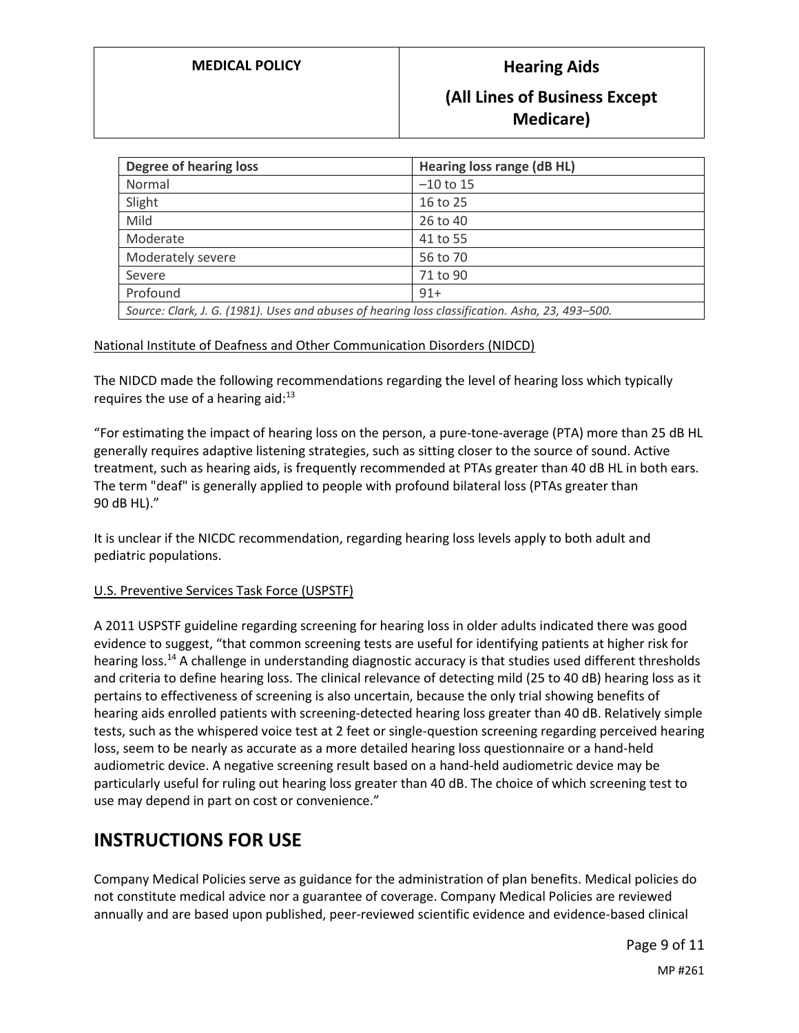| Degree of hearing loss | Hearing loss range (dB HL) |
| --- | --- |
| Normal | –10 to 15 |
| Slight | 16 to 25 |
| Mild | 26 to 40 |
| Moderate | 41 to 55 |
| Moderately severe | 56 to 70 |
| Severe | 71 to 90 |
| Profound | 91+ |
| *Source: Clark, J. G. (1981). Uses and abuses of hearing loss classification. Asha, 23, 493–500.* | |

National Institute of Deafness and Other Communication Disorders (NIDCD)

The NIDCD made the following recommendations regarding the level of hearing loss which typically requires the use of a hearing aid:[13]

"For estimating the impact of hearing loss on the person, a pure-tone-average (PTA) more than 25 dB HL generally requires adaptive listening strategies, such as sitting closer to the source of sound. Active treatment, such as hearing aids, is frequently recommended at PTAs greater than 40 dB HL in both ears. The term "deaf" is generally applied to people with profound bilateral loss (PTAs greater than 90 dB HL)."

It is unclear if the NICDC recommendation, regarding hearing loss levels apply to both adult and pediatric populations.

U.S. Preventive Services Task Force (USPSTF)

A 2011 USPSTF guideline regarding screening for hearing loss in older adults indicated there was good evidence to suggest, "that common screening tests are useful for identifying patients at higher risk for hearing loss.[14] A challenge in understanding diagnostic accuracy is that studies used different thresholds and criteria to define hearing loss. The clinical relevance of detecting mild (25 to 40 dB) hearing loss as it pertains to effectiveness of screening is also uncertain, because the only trial showing benefits of hearing aids enrolled patients with screening-detected hearing loss greater than 40 dB. Relatively simple tests, such as the whispered voice test at 2 feet or single-question screening regarding perceived hearing loss, seem to be nearly as accurate as a more detailed hearing loss questionnaire or a hand-held audiometric device. A negative screening result based on a hand-held audiometric device may be particularly useful for ruling out hearing loss greater than 40 dB. The choice of which screening test to use may depend in part on cost or convenience."

# INSTRUCTIONS FOR USE

Company Medical Policies serve as guidance for the administration of plan benefits. Medical policies do not constitute medical advice nor a guarantee of coverage. Company Medical Policies are reviewed annually and are based upon published, peer-reviewed scientific evidence and evidence-based clinical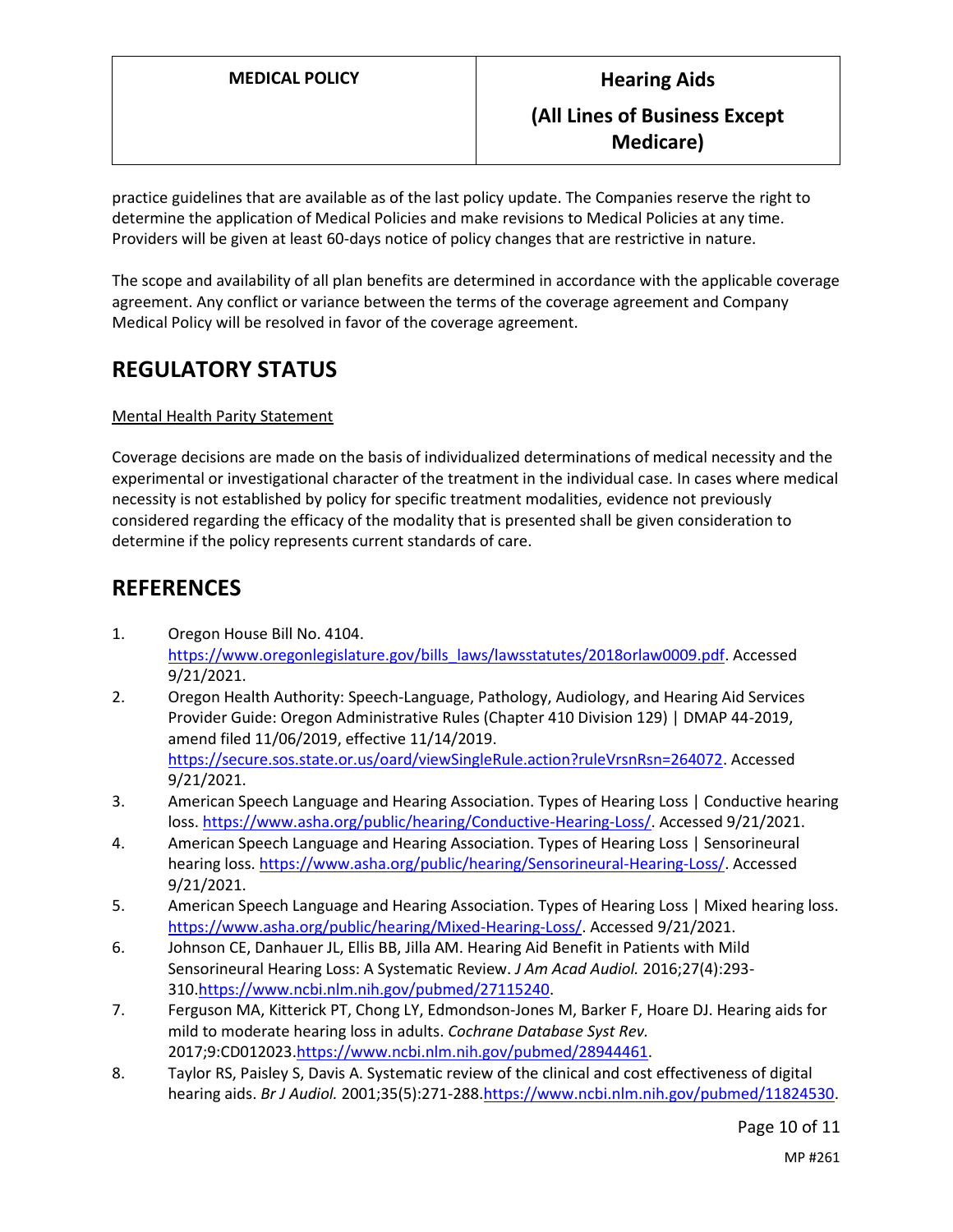practice guidelines that are available as of the last policy update. The Companies reserve the right to determine the application of Medical Policies and make revisions to Medical Policies at any time. Providers will be given at least 60-days notice of policy changes that are restrictive in nature.

The scope and availability of all plan benefits are determined in accordance with the applicable coverage agreement. Any conflict or variance between the terms of the coverage agreement and Company Medical Policy will be resolved in favor of the coverage agreement.

# REGULATORY STATUS

Mental Health Parity Statement

Coverage decisions are made on the basis of individualized determinations of medical necessity and the experimental or investigational character of the treatment in the individual case. In cases where medical necessity is not established by policy for specific treatment modalities, evidence not previously considered regarding the efficacy of the modality that is presented shall be given consideration to determine if the policy represents current standards of care.

# REFERENCES

1. Oregon House Bill No. 4104. https://www.oregonlegislature.gov/bills_laws/lawsstatutes/2018orlaw0009.pdf. Accessed 9/21/2021.
2. Oregon Health Authority: Speech-Language, Pathology, Audiology, and Hearing Aid Services Provider Guide: Oregon Administrative Rules (Chapter 410 Division 129) | DMAP 44-2019, amend filed 11/06/2019, effective 11/14/2019. https://secure.sos.state.or.us/oard/viewSingleRule.action?ruleVrsnRsn=264072. Accessed 9/21/2021.
3. American Speech Language and Hearing Association. Types of Hearing Loss | Conductive hearing loss. https://www.asha.org/public/hearing/Conductive-Hearing-Loss/. Accessed 9/21/2021.
4. American Speech Language and Hearing Association. Types of Hearing Loss | Sensorineural hearing loss. https://www.asha.org/public/hearing/Sensorineural-Hearing-Loss/. Accessed 9/21/2021.
5. American Speech Language and Hearing Association. Types of Hearing Loss | Mixed hearing loss. https://www.asha.org/public/hearing/Mixed-Hearing-Loss/. Accessed 9/21/2021.
6. Johnson CE, Danhauer JL, Ellis BB, Jilla AM. Hearing Aid Benefit in Patients with Mild Sensorineural Hearing Loss: A Systematic Review. *J Am Acad Audiol.* 2016;27(4):293-310.https://www.ncbi.nlm.nih.gov/pubmed/27115240.
7. Ferguson MA, Kitterick PT, Chong LY, Edmondson-Jones M, Barker F, Hoare DJ. Hearing aids for mild to moderate hearing loss in adults. *Cochrane Database Syst Rev.* 2017;9:CD012023.https://www.ncbi.nlm.nih.gov/pubmed/28944461.
8. Taylor RS, Paisley S, Davis A. Systematic review of the clinical and cost effectiveness of digital hearing aids. *Br J Audiol.* 2001;35(5):271-288.https://www.ncbi.nlm.nih.gov/pubmed/11824530.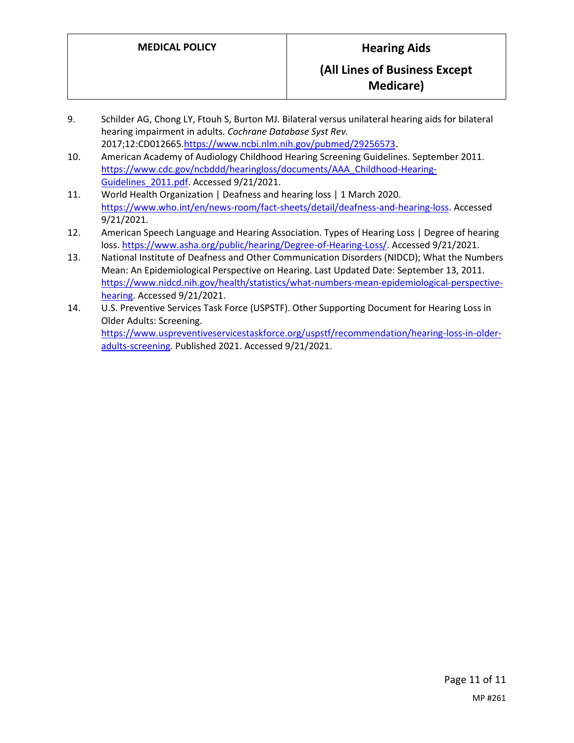9. Schilder AG, Chong LY, Ftouh S, Burton MJ. Bilateral versus unilateral hearing aids for bilateral hearing impairment in adults. *Cochrane Database Syst Rev.* 2017;12:CD012665.https://www.ncbi.nlm.nih.gov/pubmed/29256573.
10. American Academy of Audiology Childhood Hearing Screening Guidelines. September 2011. https://www.cdc.gov/ncbddd/hearingloss/documents/AAA_Childhood-Hearing-Guidelines_2011.pdf. Accessed 9/21/2021.
11. World Health Organization | Deafness and hearing loss | 1 March 2020. https://www.who.int/en/news-room/fact-sheets/detail/deafness-and-hearing-loss. Accessed 9/21/2021.
12. American Speech Language and Hearing Association. Types of Hearing Loss | Degree of hearing loss. https://www.asha.org/public/hearing/Degree-of-Hearing-Loss/. Accessed 9/21/2021.
13. National Institute of Deafness and Other Communication Disorders (NIDCD); What the Numbers Mean: An Epidemiological Perspective on Hearing. Last Updated Date: September 13, 2011. https://www.nidcd.nih.gov/health/statistics/what-numbers-mean-epidemiological-perspective-hearing. Accessed 9/21/2021.
14. U.S. Preventive Services Task Force (USPSTF). Other Supporting Document for Hearing Loss in Older Adults: Screening. https://www.uspreventiveservicestaskforce.org/uspstf/recommendation/hearing-loss-in-older-adults-screening. Published 2021. Accessed 9/21/2021.